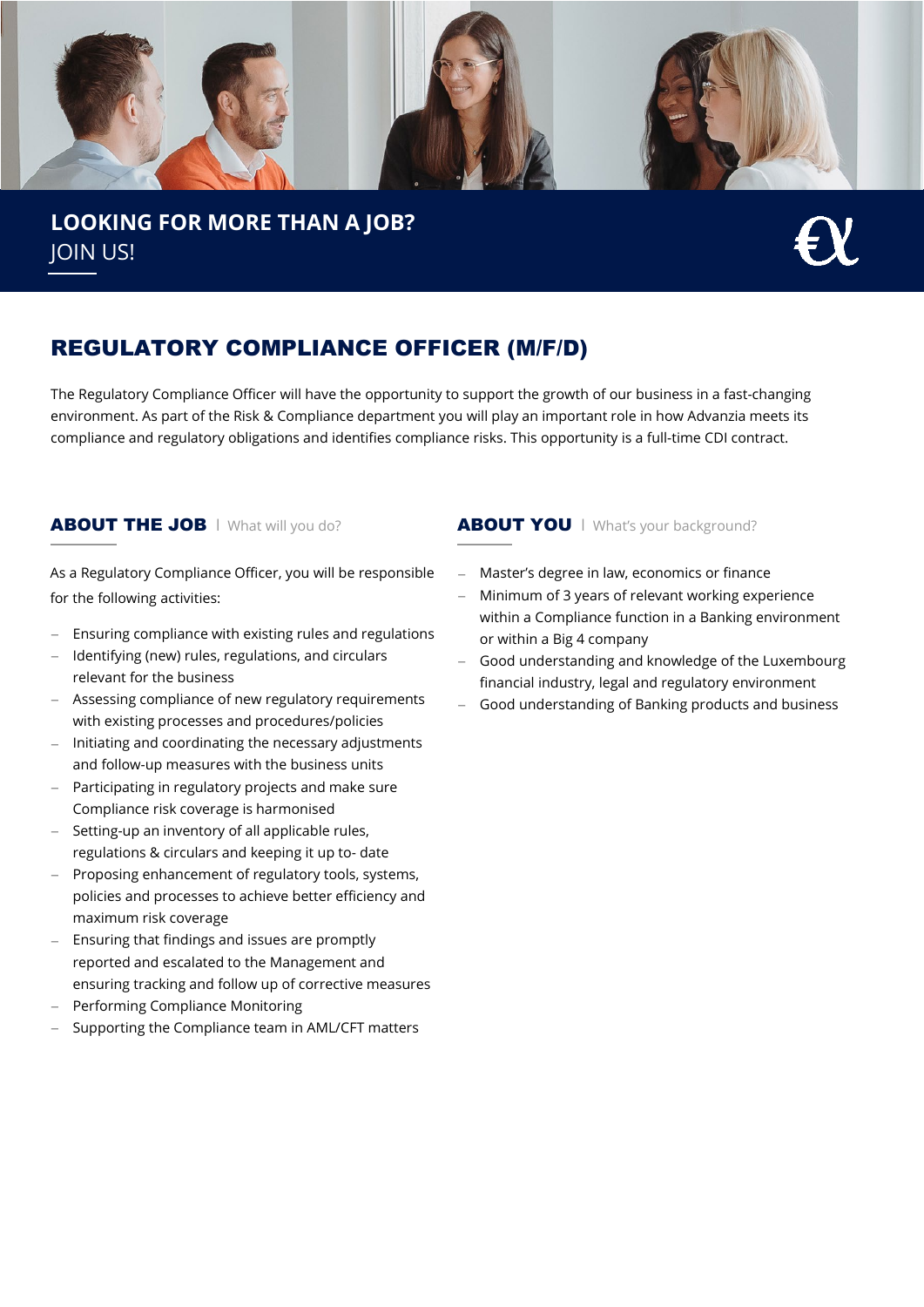**LOOKING FOR MORE THAN A JOB?**
JOIN US!

# REGULATORY COMPLIANCE OFFICER (M/F/D)

The Regulatory Compliance Officer will have the opportunity to support the growth of our business in a fast-changing environment. As part of the Risk & Compliance department you will play an important role in how Advanzia meets its compliance and regulatory obligations and identifies compliance risks. This opportunity is a full-time CDI contract.

## ABOUT THE JOB | What will you do?

As a Regulatory Compliance Officer, you will be responsible for the following activities:

- Ensuring compliance with existing rules and regulations
- Identifying (new) rules, regulations, and circulars relevant for the business
- Assessing compliance of new regulatory requirements with existing processes and procedures/policies
- Initiating and coordinating the necessary adjustments and follow-up measures with the business units
- Participating in regulatory projects and make sure Compliance risk coverage is harmonised
- Setting-up an inventory of all applicable rules, regulations & circulars and keeping it up to- date
- Proposing enhancement of regulatory tools, systems, policies and processes to achieve better efficiency and maximum risk coverage
- Ensuring that findings and issues are promptly reported and escalated to the Management and ensuring tracking and follow up of corrective measures
- Performing Compliance Monitoring
- Supporting the Compliance team in AML/CFT matters

## ABOUT YOU | What's your background?

- Master's degree in law, economics or finance
- Minimum of 3 years of relevant working experience within a Compliance function in a Banking environment or within a Big 4 company
- Good understanding and knowledge of the Luxembourg financial industry, legal and regulatory environment
- Good understanding of Banking products and business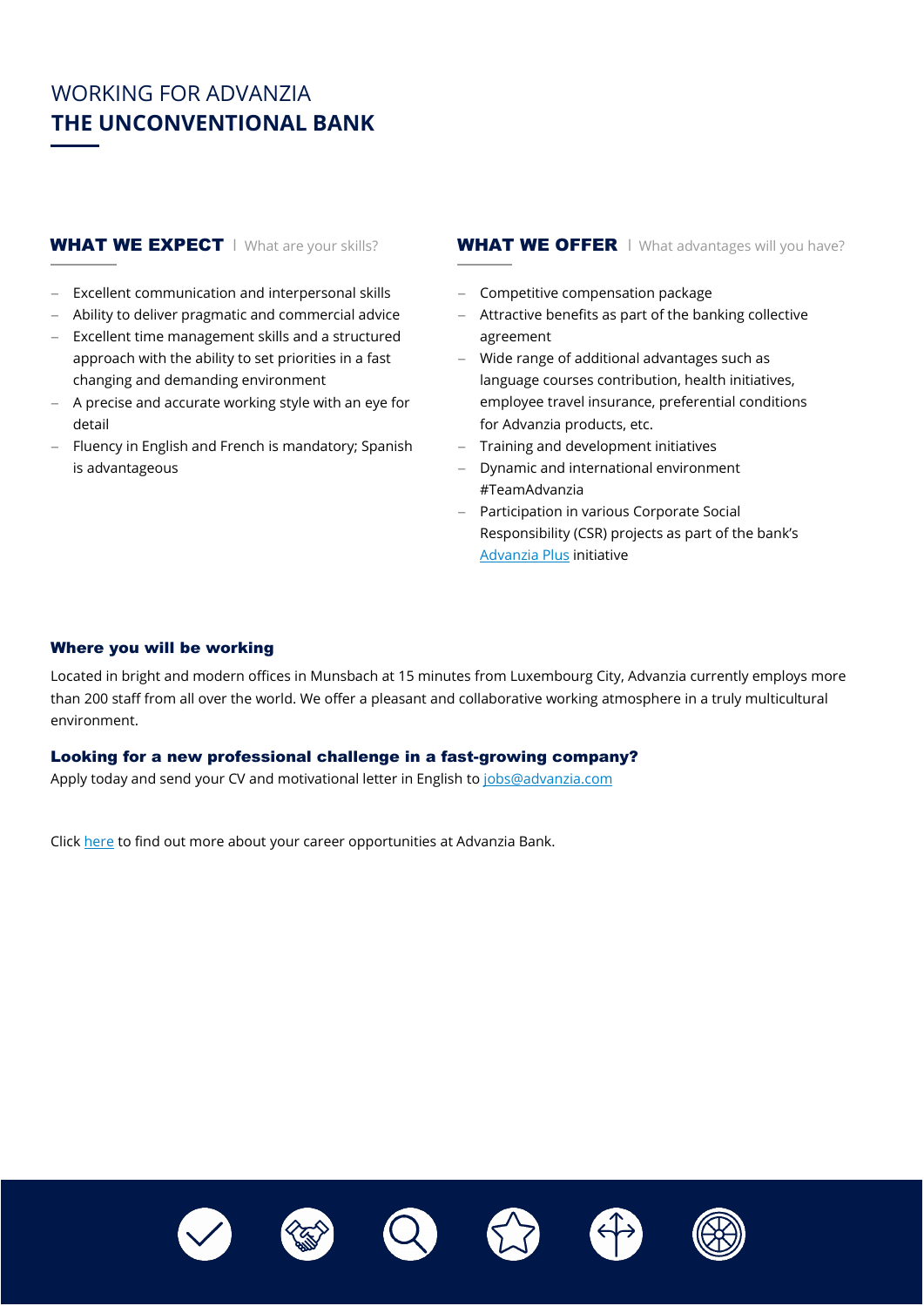# WORKING FOR ADVANZIA
# THE UNCONVENTIONAL BANK

## WHAT WE EXPECT | What are your skills?

- Excellent communication and interpersonal skills
- Ability to deliver pragmatic and commercial advice
- Excellent time management skills and a structured approach with the ability to set priorities in a fast changing and demanding environment
- A precise and accurate working style with an eye for detail
- Fluency in English and French is mandatory; Spanish is advantageous

## WHAT WE OFFER | What advantages will you have?

- Competitive compensation package
- Attractive benefits as part of the banking collective agreement
- Wide range of additional advantages such as language courses contribution, health initiatives, employee travel insurance, preferential conditions for Advanzia products, etc.
- Training and development initiatives
- Dynamic and international environment #TeamAdvanzia
- Participation in various Corporate Social Responsibility (CSR) projects as part of the bank's Advanzia Plus initiative

### Where you will be working

Located in bright and modern offices in Munsbach at 15 minutes from Luxembourg City, Advanzia currently employs more than 200 staff from all over the world. We offer a pleasant and collaborative working atmosphere in a truly multicultural environment.

### Looking for a new professional challenge in a fast-growing company?

Apply today and send your CV and motivational letter in English to jobs@advanzia.com

Click here to find out more about your career opportunities at Advanzia Bank.